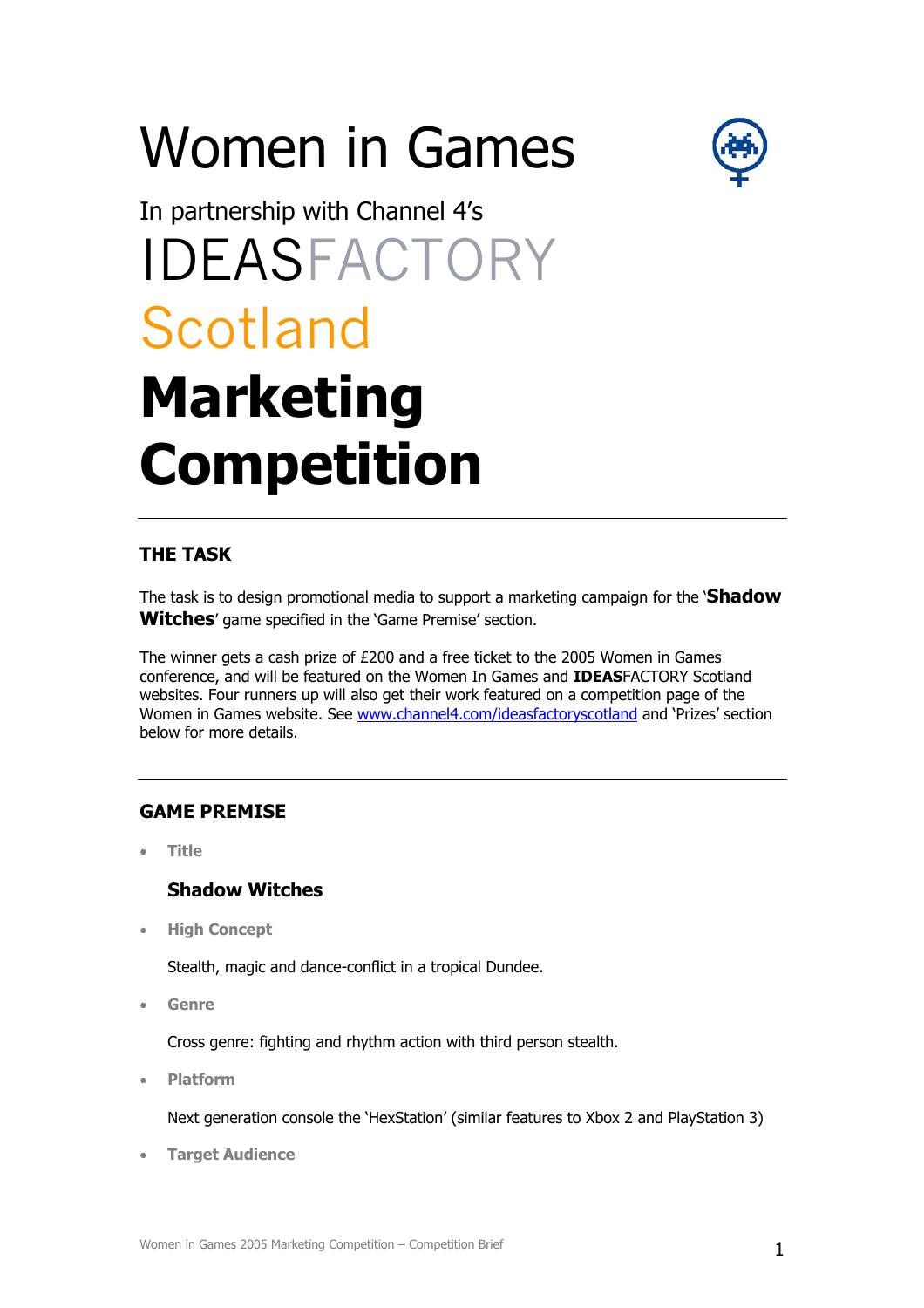# Women in Games

In partnership with Channel 4's

IDEASFACTORY

Scotland

# Marketing Competition

---

## THE TASK

The task is to design promotional media to support a marketing campaign for the '**Shadow Witches**' game specified in the 'Game Premise' section.

The winner gets a cash prize of £200 and a free ticket to the 2005 Women in Games conference, and will be featured on the Women In Games and **IDEAS**FACTORY Scotland websites. Four runners up will also get their work featured on a competition page of the Women in Games website. See www.channel4.com/ideasfactoryscotland and 'Prizes' section below for more details.

---

## GAME PREMISE

- **Title**

  **Shadow Witches**

- **High Concept**

  Stealth, magic and dance-conflict in a tropical Dundee.

- **Genre**

  Cross genre: fighting and rhythm action with third person stealth.

- **Platform**

  Next generation console the 'HexStation' (similar features to Xbox 2 and PlayStation 3)

- **Target Audience**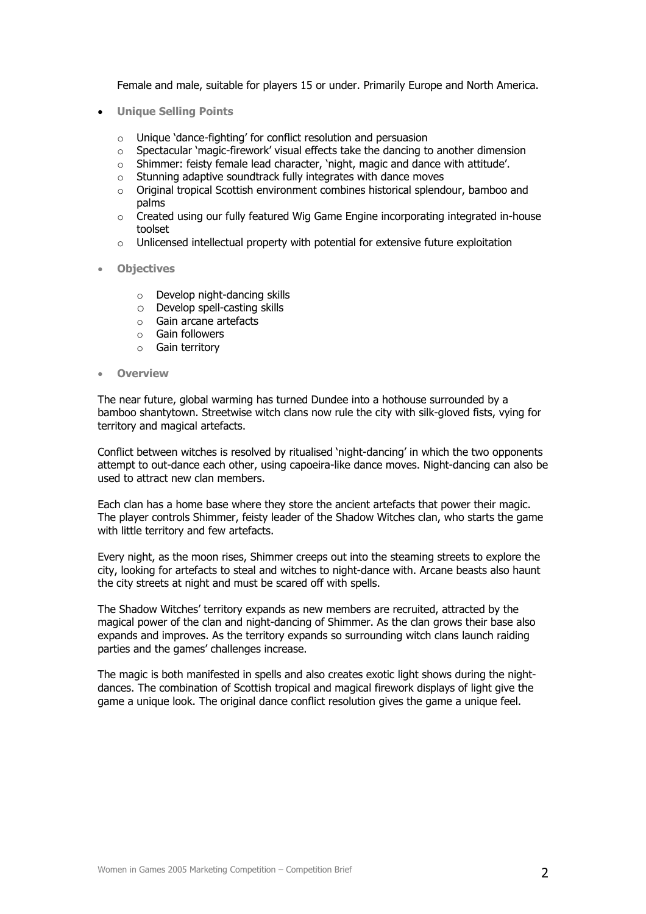Female and male, suitable for players 15 or under. Primarily Europe and North America.

- **Unique Selling Points**
  - Unique 'dance-fighting' for conflict resolution and persuasion
  - Spectacular 'magic-firework' visual effects take the dancing to another dimension
  - Shimmer: feisty female lead character, 'night, magic and dance with attitude'.
  - Stunning adaptive soundtrack fully integrates with dance moves
  - Original tropical Scottish environment combines historical splendour, bamboo and palms
  - Created using our fully featured Wig Game Engine incorporating integrated in-house toolset
  - Unlicensed intellectual property with potential for extensive future exploitation

- **Objectives**
  - Develop night-dancing skills
  - Develop spell-casting skills
  - Gain arcane artefacts
  - Gain followers
  - Gain territory

- **Overview**

The near future, global warming has turned Dundee into a hothouse surrounded by a bamboo shantytown. Streetwise witch clans now rule the city with silk-gloved fists, vying for territory and magical artefacts.

Conflict between witches is resolved by ritualised 'night-dancing' in which the two opponents attempt to out-dance each other, using capoeira-like dance moves. Night-dancing can also be used to attract new clan members.

Each clan has a home base where they store the ancient artefacts that power their magic. The player controls Shimmer, feisty leader of the Shadow Witches clan, who starts the game with little territory and few artefacts.

Every night, as the moon rises, Shimmer creeps out into the steaming streets to explore the city, looking for artefacts to steal and witches to night-dance with. Arcane beasts also haunt the city streets at night and must be scared off with spells.

The Shadow Witches' territory expands as new members are recruited, attracted by the magical power of the clan and night-dancing of Shimmer. As the clan grows their base also expands and improves. As the territory expands so surrounding witch clans launch raiding parties and the games' challenges increase.

The magic is both manifested in spells and also creates exotic light shows during the night-dances. The combination of Scottish tropical and magical firework displays of light give the game a unique look. The original dance conflict resolution gives the game a unique feel.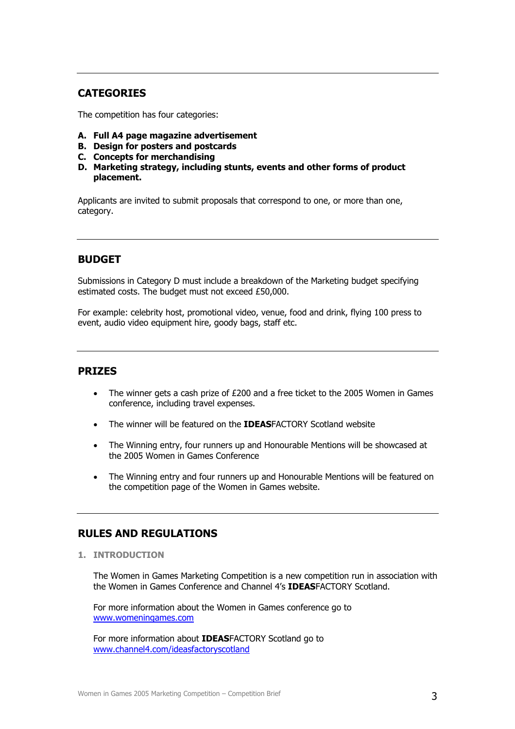## CATEGORIES

The competition has four categories:

**A. Full A4 page magazine advertisement**
**B. Design for posters and postcards**
**C. Concepts for merchandising**
**D. Marketing strategy, including stunts, events and other forms of product placement.**

Applicants are invited to submit proposals that correspond to one, or more than one, category.

## BUDGET

Submissions in Category D must include a breakdown of the Marketing budget specifying estimated costs. The budget must not exceed £50,000.

For example: celebrity host, promotional video, venue, food and drink, flying 100 press to event, audio video equipment hire, goody bags, staff etc.

## PRIZES

- The winner gets a cash prize of £200 and a free ticket to the 2005 Women in Games conference, including travel expenses.
- The winner will be featured on the **IDEAS**FACTORY Scotland website
- The Winning entry, four runners up and Honourable Mentions will be showcased at the 2005 Women in Games Conference
- The Winning entry and four runners up and Honourable Mentions will be featured on the competition page of the Women in Games website.

## RULES AND REGULATIONS

### 1. INTRODUCTION

The Women in Games Marketing Competition is a new competition run in association with the Women in Games Conference and Channel 4's **IDEAS**FACTORY Scotland.

For more information about the Women in Games conference go to www.womeningames.com

For more information about **IDEAS**FACTORY Scotland go to www.channel4.com/ideasfactoryscotland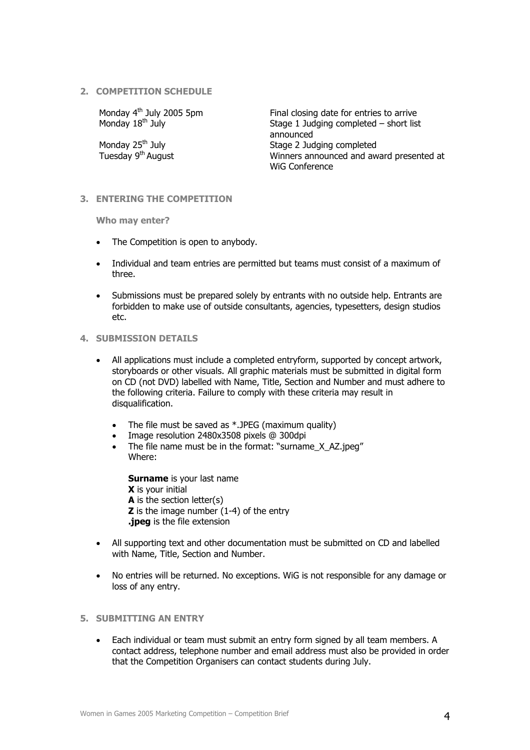## 2. COMPETITION SCHEDULE

| | |
|---|---|
| Monday 4th July 2005 5pm | Final closing date for entries to arrive |
| Monday 18th July | Stage 1 Judging completed – short list announced |
| Monday 25th July | Stage 2 Judging completed |
| Tuesday 9th August | Winners announced and award presented at WiG Conference |

## 3. ENTERING THE COMPETITION

### Who may enter?

- The Competition is open to anybody.
- Individual and team entries are permitted but teams must consist of a maximum of three.
- Submissions must be prepared solely by entrants with no outside help. Entrants are forbidden to make use of outside consultants, agencies, typesetters, design studios etc.

## 4. SUBMISSION DETAILS

- All applications must include a completed entryform, supported by concept artwork, storyboards or other visuals. All graphic materials must be submitted in digital form on CD (not DVD) labelled with Name, Title, Section and Number and must adhere to the following criteria. Failure to comply with these criteria may result in disqualification.
  - The file must be saved as *.JPEG (maximum quality)
  - Image resolution 2480x3508 pixels @ 300dpi
  - The file name must be in the format: "surname_X_AZ.jpeg"
    Where:

    **Surname** is your last name
    **X** is your initial
    **A** is the section letter(s)
    **Z** is the image number (1-4) of the entry
    **.jpeg** is the file extension
- All supporting text and other documentation must be submitted on CD and labelled with Name, Title, Section and Number.
- No entries will be returned. No exceptions. WiG is not responsible for any damage or loss of any entry.

## 5. SUBMITTING AN ENTRY

- Each individual or team must submit an entry form signed by all team members. A contact address, telephone number and email address must also be provided in order that the Competition Organisers can contact students during July.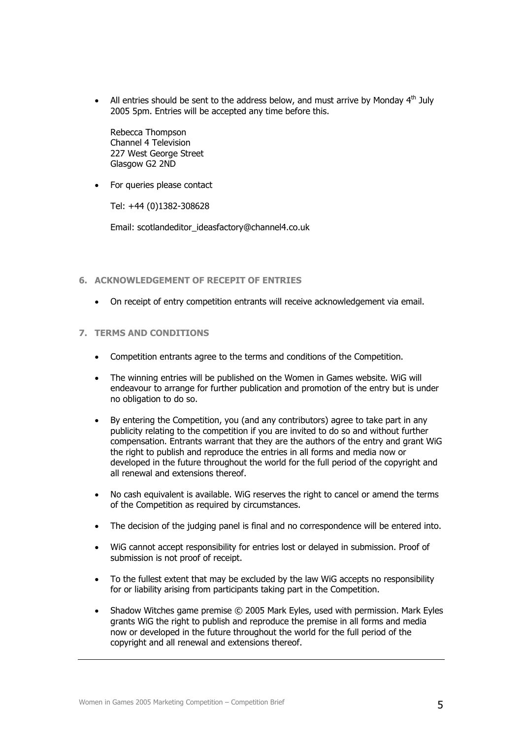- All entries should be sent to the address below, and must arrive by Monday 4th July 2005 5pm. Entries will be accepted any time before this.

  Rebecca Thompson
  Channel 4 Television
  227 West George Street
  Glasgow G2 2ND

- For queries please contact

  Tel: +44 (0)1382-308628

  Email: scotlandeditor_ideasfactory@channel4.co.uk

## 6. ACKNOWLEDGEMENT OF RECEPIT OF ENTRIES

- On receipt of entry competition entrants will receive acknowledgement via email.

## 7. TERMS AND CONDITIONS

- Competition entrants agree to the terms and conditions of the Competition.
- The winning entries will be published on the Women in Games website. WiG will endeavour to arrange for further publication and promotion of the entry but is under no obligation to do so.
- By entering the Competition, you (and any contributors) agree to take part in any publicity relating to the competition if you are invited to do so and without further compensation. Entrants warrant that they are the authors of the entry and grant WiG the right to publish and reproduce the entries in all forms and media now or developed in the future throughout the world for the full period of the copyright and all renewal and extensions thereof.
- No cash equivalent is available. WiG reserves the right to cancel or amend the terms of the Competition as required by circumstances.
- The decision of the judging panel is final and no correspondence will be entered into.
- WiG cannot accept responsibility for entries lost or delayed in submission. Proof of submission is not proof of receipt.
- To the fullest extent that may be excluded by the law WiG accepts no responsibility for or liability arising from participants taking part in the Competition.
- Shadow Witches game premise © 2005 Mark Eyles, used with permission. Mark Eyles grants WiG the right to publish and reproduce the premise in all forms and media now or developed in the future throughout the world for the full period of the copyright and all renewal and extensions thereof.